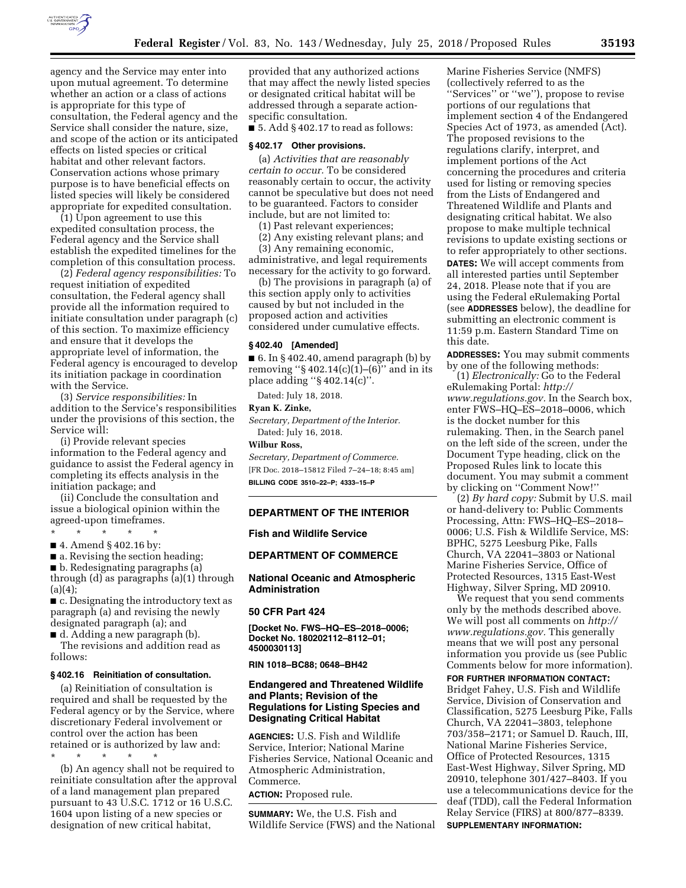agency and the Service may enter into upon mutual agreement. To determine whether an action or a class of actions is appropriate for this type of consultation, the Federal agency and the Service shall consider the nature, size, and scope of the action or its anticipated effects on listed species or critical habitat and other relevant factors. Conservation actions whose primary purpose is to have beneficial effects on listed species will likely be considered appropriate for expedited consultation.

(1) Upon agreement to use this expedited consultation process, the Federal agency and the Service shall establish the expedited timelines for the completion of this consultation process.

(2) *Federal agency responsibilities:* To request initiation of expedited consultation, the Federal agency shall provide all the information required to initiate consultation under paragraph (c) of this section. To maximize efficiency and ensure that it develops the appropriate level of information, the Federal agency is encouraged to develop its initiation package in coordination with the Service.

(3) *Service responsibilities:* In addition to the Service's responsibilities under the provisions of this section, the Service will:

(i) Provide relevant species information to the Federal agency and guidance to assist the Federal agency in completing its effects analysis in the initiation package; and

(ii) Conclude the consultation and issue a biological opinion within the agreed-upon timeframes.

\* \* \* \* \*

■ 4. Amend § 402.16 by:

■ a. Revising the section heading;

■ b. Redesignating paragraphs (a) through (d) as paragraphs (a)(1) through (a)(4);

■ c. Designating the introductory text as paragraph (a) and revising the newly designated paragraph (a); and

■ d. Adding a new paragraph (b).

The revisions and addition read as follows:

**§ 402.16 Reinitiation of consultation.**

(a) Reinitiation of consultation is required and shall be requested by the Federal agency or by the Service, where discretionary Federal involvement or control over the action has been retained or is authorized by law and:

\* \* \* \* \*

(b) An agency shall not be required to reinitiate consultation after the approval of a land management plan prepared pursuant to 43 U.S.C. 1712 or 16 U.S.C. 1604 upon listing of a new species or designation of new critical habitat, provided that any authorized actions that may affect the newly listed species or designated critical habitat will be addressed through a separate action-specific consultation.

■ 5. Add § 402.17 to read as follows:

**§ 402.17 Other provisions.**

(a) *Activities that are reasonably certain to occur.* To be considered reasonably certain to occur, the activity cannot be speculative but does not need to be guaranteed. Factors to consider include, but are not limited to:

(1) Past relevant experiences;

(2) Any existing relevant plans; and

(3) Any remaining economic, administrative, and legal requirements necessary for the activity to go forward.

(b) The provisions in paragraph (a) of this section apply only to activities caused by but not included in the proposed action and activities considered under cumulative effects.

**§ 402.40 [Amended]**

■ 6. In § 402.40, amend paragraph (b) by removing "§ 402.14(c)(1)–(6)" and in its place adding "§ 402.14(c)".

Dated: July 18, 2018.

**Ryan K. Zinke,**

*Secretary, Department of the Interior.*

Dated: July 16, 2018.

**Wilbur Ross,**

*Secretary, Department of Commerce.*

[FR Doc. 2018–15812 Filed 7–24–18; 8:45 am]

**BILLING CODE 3510–22–P; 4333–15–P**

---

## DEPARTMENT OF THE INTERIOR

### Fish and Wildlife Service

## DEPARTMENT OF COMMERCE

### National Oceanic and Atmospheric Administration

### 50 CFR Part 424

**[Docket No. FWS–HQ–ES–2018–0006; Docket No. 180202112–8112–01; 4500030113]**

**RIN 1018–BC88; 0648–BH42**

## Endangered and Threatened Wildlife and Plants; Revision of the Regulations for Listing Species and Designating Critical Habitat

**AGENCIES:** U.S. Fish and Wildlife Service, Interior; National Marine Fisheries Service, National Oceanic and Atmospheric Administration, Commerce.

**ACTION:** Proposed rule.

**SUMMARY:** We, the U.S. Fish and Wildlife Service (FWS) and the National Marine Fisheries Service (NMFS) (collectively referred to as the "Services" or "we"), propose to revise portions of our regulations that implement section 4 of the Endangered Species Act of 1973, as amended (Act). The proposed revisions to the regulations clarify, interpret, and implement portions of the Act concerning the procedures and criteria used for listing or removing species from the Lists of Endangered and Threatened Wildlife and Plants and designating critical habitat. We also propose to make multiple technical revisions to update existing sections or to refer appropriately to other sections.

**DATES:** We will accept comments from all interested parties until September 24, 2018. Please note that if you are using the Federal eRulemaking Portal (see **ADDRESSES** below), the deadline for submitting an electronic comment is 11:59 p.m. Eastern Standard Time on this date.

**ADDRESSES:** You may submit comments by one of the following methods:

(1) *Electronically:* Go to the Federal eRulemaking Portal: *http://www.regulations.gov.* In the Search box, enter FWS–HQ–ES–2018–0006, which is the docket number for this rulemaking. Then, in the Search panel on the left side of the screen, under the Document Type heading, click on the Proposed Rules link to locate this document. You may submit a comment by clicking on "Comment Now!"

(2) *By hard copy:* Submit by U.S. mail or hand-delivery to: Public Comments Processing, Attn: FWS–HQ–ES–2018–0006; U.S. Fish & Wildlife Service, MS: BPHC, 5275 Leesburg Pike, Falls Church, VA 22041–3803 or National Marine Fisheries Service, Office of Protected Resources, 1315 East-West Highway, Silver Spring, MD 20910.

We request that you send comments only by the methods described above. We will post all comments on *http://www.regulations.gov.* This generally means that we will post any personal information you provide us (see Public Comments below for more information).

**FOR FURTHER INFORMATION CONTACT:** Bridget Fahey, U.S. Fish and Wildlife Service, Division of Conservation and Classification, 5275 Leesburg Pike, Falls Church, VA 22041–3803, telephone 703/358–2171; or Samuel D. Rauch, III, National Marine Fisheries Service, Office of Protected Resources, 1315 East-West Highway, Silver Spring, MD 20910, telephone 301/427–8403. If you use a telecommunications device for the deaf (TDD), call the Federal Information Relay Service (FIRS) at 800/877–8339.

**SUPPLEMENTARY INFORMATION:**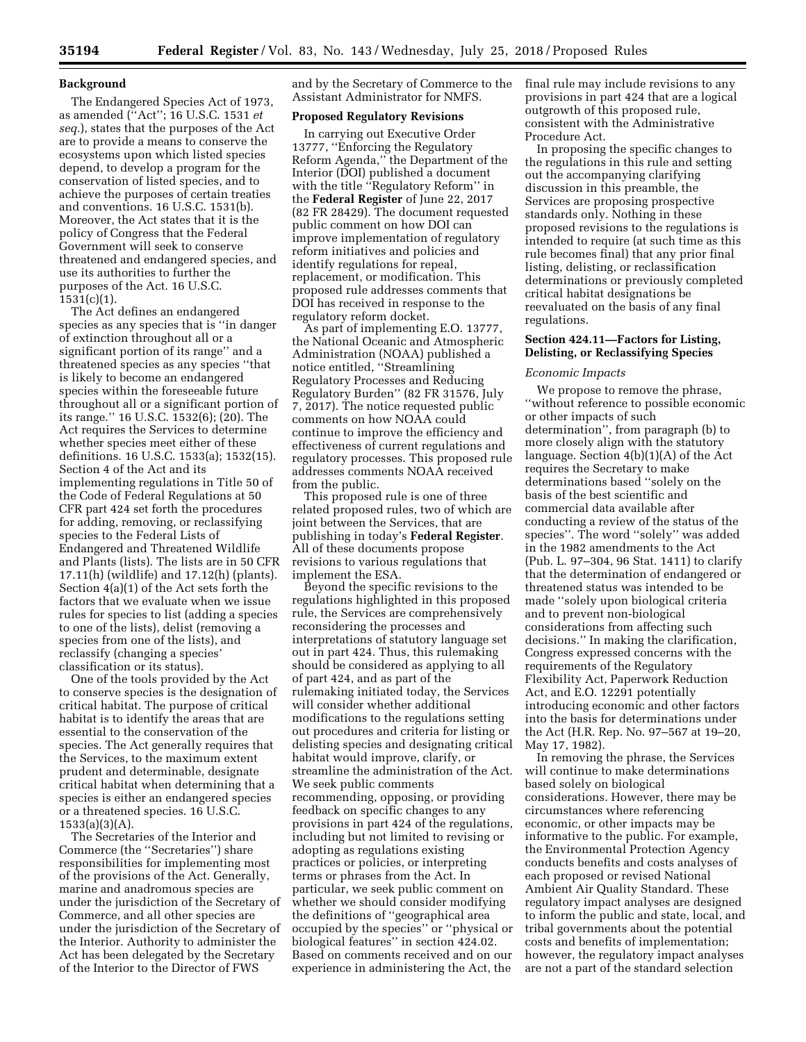## Background

The Endangered Species Act of 1973, as amended (''Act''; 16 U.S.C. 1531 *et seq.*), states that the purposes of the Act are to provide a means to conserve the ecosystems upon which listed species depend, to develop a program for the conservation of listed species, and to achieve the purposes of certain treaties and conventions. 16 U.S.C. 1531(b). Moreover, the Act states that it is the policy of Congress that the Federal Government will seek to conserve threatened and endangered species, and use its authorities to further the purposes of the Act. 16 U.S.C. 1531(c)(1).

The Act defines an endangered species as any species that is ''in danger of extinction throughout all or a significant portion of its range'' and a threatened species as any species ''that is likely to become an endangered species within the foreseeable future throughout all or a significant portion of its range.'' 16 U.S.C. 1532(6); (20). The Act requires the Services to determine whether species meet either of these definitions. 16 U.S.C. 1533(a); 1532(15). Section 4 of the Act and its implementing regulations in Title 50 of the Code of Federal Regulations at 50 CFR part 424 set forth the procedures for adding, removing, or reclassifying species to the Federal Lists of Endangered and Threatened Wildlife and Plants (lists). The lists are in 50 CFR 17.11(h) (wildlife) and 17.12(h) (plants). Section 4(a)(1) of the Act sets forth the factors that we evaluate when we issue rules for species to list (adding a species to one of the lists), delist (removing a species from one of the lists), and reclassify (changing a species' classification or its status).

One of the tools provided by the Act to conserve species is the designation of critical habitat. The purpose of critical habitat is to identify the areas that are essential to the conservation of the species. The Act generally requires that the Services, to the maximum extent prudent and determinable, designate critical habitat when determining that a species is either an endangered species or a threatened species. 16 U.S.C. 1533(a)(3)(A).

The Secretaries of the Interior and Commerce (the ''Secretaries'') share responsibilities for implementing most of the provisions of the Act. Generally, marine and anadromous species are under the jurisdiction of the Secretary of Commerce, and all other species are under the jurisdiction of the Secretary of the Interior. Authority to administer the Act has been delegated by the Secretary of the Interior to the Director of FWS and by the Secretary of Commerce to the Assistant Administrator for NMFS.

## Proposed Regulatory Revisions

In carrying out Executive Order 13777, ''Enforcing the Regulatory Reform Agenda,'' the Department of the Interior (DOI) published a document with the title ''Regulatory Reform'' in the **Federal Register** of June 22, 2017 (82 FR 28429). The document requested public comment on how DOI can improve implementation of regulatory reform initiatives and policies and identify regulations for repeal, replacement, or modification. This proposed rule addresses comments that DOI has received in response to the regulatory reform docket.

As part of implementing E.O. 13777, the National Oceanic and Atmospheric Administration (NOAA) published a notice entitled, ''Streamlining Regulatory Processes and Reducing Regulatory Burden'' (82 FR 31576, July 7, 2017). The notice requested public comments on how NOAA could continue to improve the efficiency and effectiveness of current regulations and regulatory processes. This proposed rule addresses comments NOAA received from the public.

This proposed rule is one of three related proposed rules, two of which are joint between the Services, that are publishing in today's **Federal Register**. All of these documents propose revisions to various regulations that implement the ESA.

Beyond the specific revisions to the regulations highlighted in this proposed rule, the Services are comprehensively reconsidering the processes and interpretations of statutory language set out in part 424. Thus, this rulemaking should be considered as applying to all of part 424, and as part of the rulemaking initiated today, the Services will consider whether additional modifications to the regulations setting out procedures and criteria for listing or delisting species and designating critical habitat would improve, clarify, or streamline the administration of the Act. We seek public comments recommending, opposing, or providing feedback on specific changes to any provisions in part 424 of the regulations, including but not limited to revising or adopting as regulations existing practices or policies, or interpreting terms or phrases from the Act. In particular, we seek public comment on whether we should consider modifying the definitions of ''geographical area occupied by the species'' or ''physical or biological features'' in section 424.02. Based on comments received and on our experience in administering the Act, the final rule may include revisions to any provisions in part 424 that are a logical outgrowth of this proposed rule, consistent with the Administrative Procedure Act.

In proposing the specific changes to the regulations in this rule and setting out the accompanying clarifying discussion in this preamble, the Services are proposing prospective standards only. Nothing in these proposed revisions to the regulations is intended to require (at such time as this rule becomes final) that any prior final listing, delisting, or reclassification determinations or previously completed critical habitat designations be reevaluated on the basis of any final regulations.

## Section 424.11—Factors for Listing, Delisting, or Reclassifying Species

### *Economic Impacts*

We propose to remove the phrase, ''without reference to possible economic or other impacts of such determination'', from paragraph (b) to more closely align with the statutory language. Section 4(b)(1)(A) of the Act requires the Secretary to make determinations based ''solely on the basis of the best scientific and commercial data available after conducting a review of the status of the species''. The word ''solely'' was added in the 1982 amendments to the Act (Pub. L. 97–304, 96 Stat. 1411) to clarify that the determination of endangered or threatened status was intended to be made ''solely upon biological criteria and to prevent non-biological considerations from affecting such decisions.'' In making the clarification, Congress expressed concerns with the requirements of the Regulatory Flexibility Act, Paperwork Reduction Act, and E.O. 12291 potentially introducing economic and other factors into the basis for determinations under the Act (H.R. Rep. No. 97–567 at 19–20, May 17, 1982).

In removing the phrase, the Services will continue to make determinations based solely on biological considerations. However, there may be circumstances where referencing economic, or other impacts may be informative to the public. For example, the Environmental Protection Agency conducts benefits and costs analyses of each proposed or revised National Ambient Air Quality Standard. These regulatory impact analyses are designed to inform the public and state, local, and tribal governments about the potential costs and benefits of implementation; however, the regulatory impact analyses are not a part of the standard selection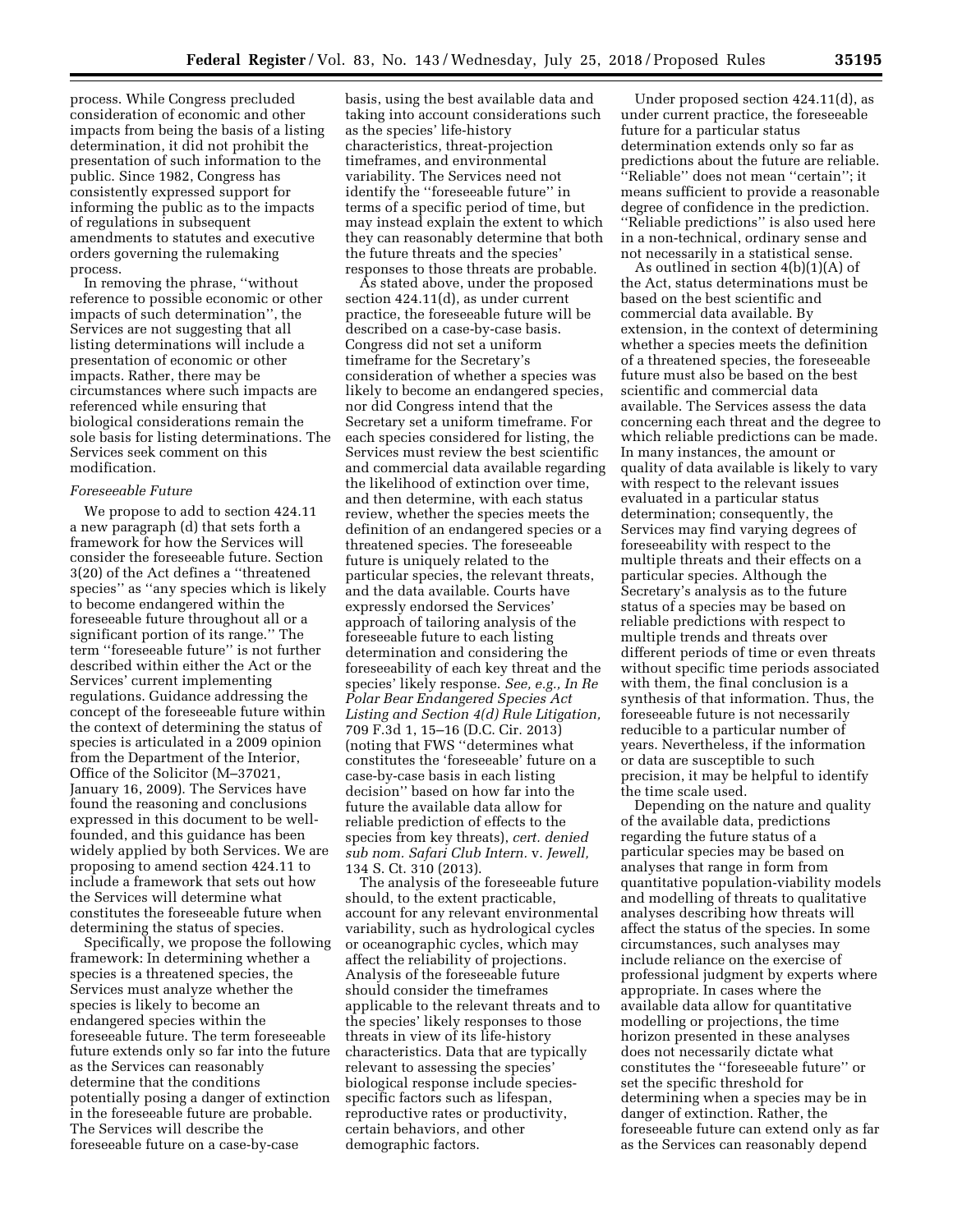process. While Congress precluded consideration of economic and other impacts from being the basis of a listing determination, it did not prohibit the presentation of such information to the public. Since 1982, Congress has consistently expressed support for informing the public as to the impacts of regulations in subsequent amendments to statutes and executive orders governing the rulemaking process.

In removing the phrase, ''without reference to possible economic or other impacts of such determination'', the Services are not suggesting that all listing determinations will include a presentation of economic or other impacts. Rather, there may be circumstances where such impacts are referenced while ensuring that biological considerations remain the sole basis for listing determinations. The Services seek comment on this modification.

*Foreseeable Future*

We propose to add to section 424.11 a new paragraph (d) that sets forth a framework for how the Services will consider the foreseeable future. Section 3(20) of the Act defines a ''threatened species'' as ''any species which is likely to become endangered within the foreseeable future throughout all or a significant portion of its range.'' The term ''foreseeable future'' is not further described within either the Act or the Services' current implementing regulations. Guidance addressing the concept of the foreseeable future within the context of determining the status of species is articulated in a 2009 opinion from the Department of the Interior, Office of the Solicitor (M–37021, January 16, 2009). The Services have found the reasoning and conclusions expressed in this document to be well-founded, and this guidance has been widely applied by both Services. We are proposing to amend section 424.11 to include a framework that sets out how the Services will determine what constitutes the foreseeable future when determining the status of species.

Specifically, we propose the following framework: In determining whether a species is a threatened species, the Services must analyze whether the species is likely to become an endangered species within the foreseeable future. The term foreseeable future extends only so far into the future as the Services can reasonably determine that the conditions potentially posing a danger of extinction in the foreseeable future are probable. The Services will describe the foreseeable future on a case-by-case basis, using the best available data and taking into account considerations such as the species' life-history characteristics, threat-projection timeframes, and environmental variability. The Services need not identify the ''foreseeable future'' in terms of a specific period of time, but may instead explain the extent to which they can reasonably determine that both the future threats and the species' responses to those threats are probable.

As stated above, under the proposed section 424.11(d), as under current practice, the foreseeable future will be described on a case-by-case basis. Congress did not set a uniform timeframe for the Secretary's consideration of whether a species was likely to become an endangered species, nor did Congress intend that the Secretary set a uniform timeframe. For each species considered for listing, the Services must review the best scientific and commercial data available regarding the likelihood of extinction over time, and then determine, with each status review, whether the species meets the definition of an endangered species or a threatened species. The foreseeable future is uniquely related to the particular species, the relevant threats, and the data available. Courts have expressly endorsed the Services' approach of tailoring analysis of the foreseeable future to each listing determination and considering the foreseeability of each key threat and the species' likely response. *See, e.g., In Re Polar Bear Endangered Species Act Listing and Section 4(d) Rule Litigation,* 709 F.3d 1, 15–16 (D.C. Cir. 2013) (noting that FWS ''determines what constitutes the 'foreseeable' future on a case-by-case basis in each listing decision'' based on how far into the future the available data allow for reliable prediction of effects to the species from key threats), *cert. denied sub nom. Safari Club Intern.* v. *Jewell,* 134 S. Ct. 310 (2013).

The analysis of the foreseeable future should, to the extent practicable, account for any relevant environmental variability, such as hydrological cycles or oceanographic cycles, which may affect the reliability of projections. Analysis of the foreseeable future should consider the timeframes applicable to the relevant threats and to the species' likely responses to those threats in view of its life-history characteristics. Data that are typically relevant to assessing the species' biological response include species-specific factors such as lifespan, reproductive rates or productivity, certain behaviors, and other demographic factors.

Under proposed section 424.11(d), as under current practice, the foreseeable future for a particular status determination extends only so far as predictions about the future are reliable. ''Reliable'' does not mean ''certain''; it means sufficient to provide a reasonable degree of confidence in the prediction. ''Reliable predictions'' is also used here in a non-technical, ordinary sense and not necessarily in a statistical sense.

As outlined in section 4(b)(1)(A) of the Act, status determinations must be based on the best scientific and commercial data available. By extension, in the context of determining whether a species meets the definition of a threatened species, the foreseeable future must also be based on the best scientific and commercial data available. The Services assess the data concerning each threat and the degree to which reliable predictions can be made. In many instances, the amount or quality of data available is likely to vary with respect to the relevant issues evaluated in a particular status determination; consequently, the Services may find varying degrees of foreseeability with respect to the multiple threats and their effects on a particular species. Although the Secretary's analysis as to the future status of a species may be based on reliable predictions with respect to multiple trends and threats over different periods of time or even threats without specific time periods associated with them, the final conclusion is a synthesis of that information. Thus, the foreseeable future is not necessarily reducible to a particular number of years. Nevertheless, if the information or data are susceptible to such precision, it may be helpful to identify the time scale used.

Depending on the nature and quality of the available data, predictions regarding the future status of a particular species may be based on analyses that range in form from quantitative population-viability models and modelling of threats to qualitative analyses describing how threats will affect the status of the species. In some circumstances, such analyses may include reliance on the exercise of professional judgment by experts where appropriate. In cases where the available data allow for quantitative modelling or projections, the time horizon presented in these analyses does not necessarily dictate what constitutes the ''foreseeable future'' or set the specific threshold for determining when a species may be in danger of extinction. Rather, the foreseeable future can extend only as far as the Services can reasonably depend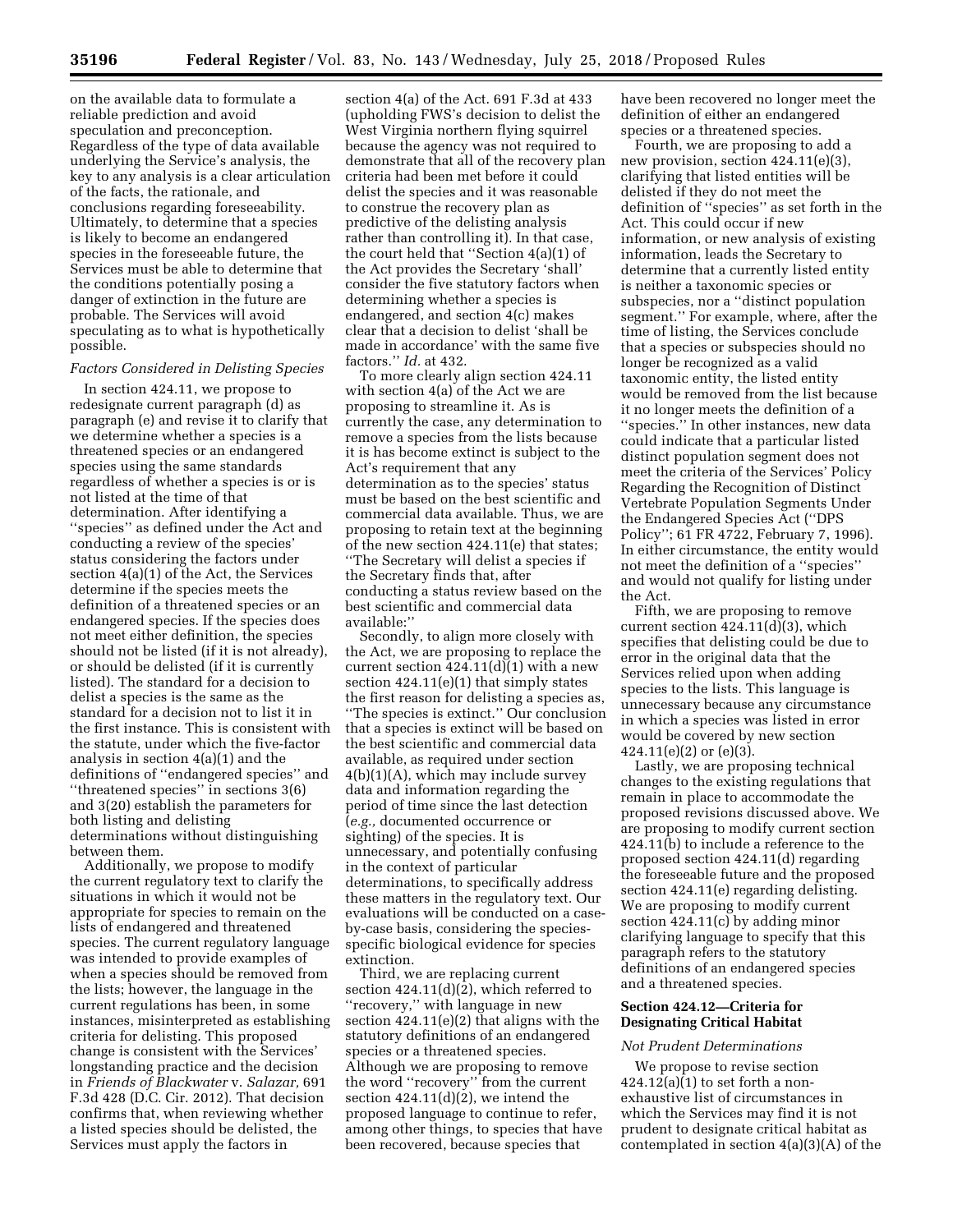on the available data to formulate a reliable prediction and avoid speculation and preconception. Regardless of the type of data available underlying the Service's analysis, the key to any analysis is a clear articulation of the facts, the rationale, and conclusions regarding foreseeability. Ultimately, to determine that a species is likely to become an endangered species in the foreseeable future, the Services must be able to determine that the conditions potentially posing a danger of extinction in the future are probable. The Services will avoid speculating as to what is hypothetically possible.

*Factors Considered in Delisting Species*

In section 424.11, we propose to redesignate current paragraph (d) as paragraph (e) and revise it to clarify that we determine whether a species is a threatened species or an endangered species using the same standards regardless of whether a species is or is not listed at the time of that determination. After identifying a "species" as defined under the Act and conducting a review of the species' status considering the factors under section 4(a)(1) of the Act, the Services determine if the species meets the definition of a threatened species or an endangered species. If the species does not meet either definition, the species should not be listed (if it is not already), or should be delisted (if it is currently listed). The standard for a decision to delist a species is the same as the standard for a decision not to list it in the first instance. This is consistent with the statute, under which the five-factor analysis in section 4(a)(1) and the definitions of "endangered species" and "threatened species" in sections 3(6) and 3(20) establish the parameters for both listing and delisting determinations without distinguishing between them.

Additionally, we propose to modify the current regulatory text to clarify the situations in which it would not be appropriate for species to remain on the lists of endangered and threatened species. The current regulatory language was intended to provide examples of when a species should be removed from the lists; however, the language in the current regulations has been, in some instances, misinterpreted as establishing criteria for delisting. This proposed change is consistent with the Services' longstanding practice and the decision in *Friends of Blackwater* v. *Salazar,* 691 F.3d 428 (D.C. Cir. 2012). That decision confirms that, when reviewing whether a listed species should be delisted, the Services must apply the factors in section 4(a) of the Act. 691 F.3d at 433 (upholding FWS's decision to delist the West Virginia northern flying squirrel because the agency was not required to demonstrate that all of the recovery plan criteria had been met before it could delist the species and it was reasonable to construe the recovery plan as predictive of the delisting analysis rather than controlling it). In that case, the court held that "Section 4(a)(1) of the Act provides the Secretary 'shall' consider the five statutory factors when determining whether a species is endangered, and section 4(c) makes clear that a decision to delist 'shall be made in accordance' with the same five factors." *Id.* at 432.

To more clearly align section 424.11 with section 4(a) of the Act we are proposing to streamline it. As is currently the case, any determination to remove a species from the lists because it is has become extinct is subject to the Act's requirement that any determination as to the species' status must be based on the best scientific and commercial data available. Thus, we are proposing to retain text at the beginning of the new section 424.11(e) that states; "The Secretary will delist a species if the Secretary finds that, after conducting a status review based on the best scientific and commercial data available:"

Secondly, to align more closely with the Act, we are proposing to replace the current section 424.11(d)(1) with a new section 424.11(e)(1) that simply states the first reason for delisting a species as, "The species is extinct." Our conclusion that a species is extinct will be based on the best scientific and commercial data available, as required under section 4(b)(1)(A), which may include survey data and information regarding the period of time since the last detection (*e.g.,* documented occurrence or sighting) of the species. It is unnecessary, and potentially confusing in the context of particular determinations, to specifically address these matters in the regulatory text. Our evaluations will be conducted on a case-by-case basis, considering the species-specific biological evidence for species extinction.

Third, we are replacing current section 424.11(d)(2), which referred to "recovery," with language in new section 424.11(e)(2) that aligns with the statutory definitions of an endangered species or a threatened species. Although we are proposing to remove the word "recovery" from the current section 424.11(d)(2), we intend the proposed language to continue to refer, among other things, to species that have been recovered, because species that have been recovered no longer meet the definition of either an endangered species or a threatened species.

Fourth, we are proposing to add a new provision, section 424.11(e)(3), clarifying that listed entities will be delisted if they do not meet the definition of "species" as set forth in the Act. This could occur if new information, or new analysis of existing information, leads the Secretary to determine that a currently listed entity is neither a taxonomic species or subspecies, nor a "distinct population segment." For example, where, after the time of listing, the Services conclude that a species or subspecies should no longer be recognized as a valid taxonomic entity, the listed entity would be removed from the list because it no longer meets the definition of a "species." In other instances, new data could indicate that a particular listed distinct population segment does not meet the criteria of the Services' Policy Regarding the Recognition of Distinct Vertebrate Population Segments Under the Endangered Species Act ("DPS Policy"; 61 FR 4722, February 7, 1996). In either circumstance, the entity would not meet the definition of a "species" and would not qualify for listing under the Act.

Fifth, we are proposing to remove current section 424.11(d)(3), which specifies that delisting could be due to error in the original data that the Services relied upon when adding species to the lists. This language is unnecessary because any circumstance in which a species was listed in error would be covered by new section 424.11(e)(2) or (e)(3).

Lastly, we are proposing technical changes to the existing regulations that remain in place to accommodate the proposed revisions discussed above. We are proposing to modify current section 424.11(b) to include a reference to the proposed section 424.11(d) regarding the foreseeable future and the proposed section 424.11(e) regarding delisting. We are proposing to modify current section 424.11(c) by adding minor clarifying language to specify that this paragraph refers to the statutory definitions of an endangered species and a threatened species.

## Section 424.12—Criteria for Designating Critical Habitat

*Not Prudent Determinations*

We propose to revise section 424.12(a)(1) to set forth a non-exhaustive list of circumstances in which the Services may find it is not prudent to designate critical habitat as contemplated in section 4(a)(3)(A) of the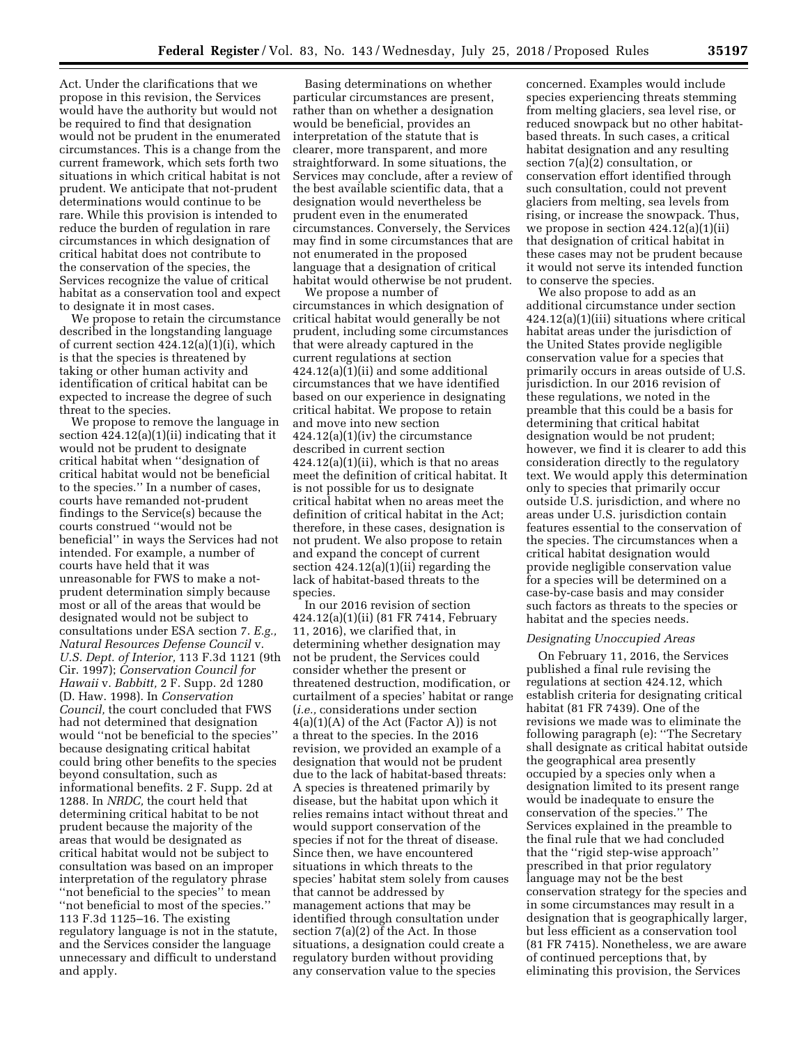Act. Under the clarifications that we propose in this revision, the Services would have the authority but would not be required to find that designation would not be prudent in the enumerated circumstances. This is a change from the current framework, which sets forth two situations in which critical habitat is not prudent. We anticipate that not-prudent determinations would continue to be rare. While this provision is intended to reduce the burden of regulation in rare circumstances in which designation of critical habitat does not contribute to the conservation of the species, the Services recognize the value of critical habitat as a conservation tool and expect to designate it in most cases.

We propose to retain the circumstance described in the longstanding language of current section 424.12(a)(1)(i), which is that the species is threatened by taking or other human activity and identification of critical habitat can be expected to increase the degree of such threat to the species.

We propose to remove the language in section 424.12(a)(1)(ii) indicating that it would not be prudent to designate critical habitat when ''designation of critical habitat would not be beneficial to the species.'' In a number of cases, courts have remanded not-prudent findings to the Service(s) because the courts construed ''would not be beneficial'' in ways the Services had not intended. For example, a number of courts have held that it was unreasonable for FWS to make a not-prudent determination simply because most or all of the areas that would be designated would not be subject to consultations under ESA section 7. *E.g., Natural Resources Defense Council* v. *U.S. Dept. of Interior,* 113 F.3d 1121 (9th Cir. 1997); *Conservation Council for Hawaii* v. *Babbitt,* 2 F. Supp. 2d 1280 (D. Haw. 1998). In *Conservation Council,* the court concluded that FWS had not determined that designation would ''not be beneficial to the species'' because designating critical habitat could bring other benefits to the species beyond consultation, such as informational benefits. 2 F. Supp. 2d at 1288. In *NRDC,* the court held that determining critical habitat to be not prudent because the majority of the areas that would be designated as critical habitat would not be subject to consultation was based on an improper interpretation of the regulatory phrase ''not beneficial to the species'' to mean ''not beneficial to most of the species.'' 113 F.3d 1125–16. The existing regulatory language is not in the statute, and the Services consider the language unnecessary and difficult to understand and apply.

Basing determinations on whether particular circumstances are present, rather than on whether a designation would be beneficial, provides an interpretation of the statute that is clearer, more transparent, and more straightforward. In some situations, the Services may conclude, after a review of the best available scientific data, that a designation would nevertheless be prudent even in the enumerated circumstances. Conversely, the Services may find in some circumstances that are not enumerated in the proposed language that a designation of critical habitat would otherwise be not prudent.

We propose a number of circumstances in which designation of critical habitat would generally be not prudent, including some circumstances that were already captured in the current regulations at section 424.12(a)(1)(ii) and some additional circumstances that we have identified based on our experience in designating critical habitat. We propose to retain and move into new section 424.12(a)(1)(iv) the circumstance described in current section 424.12(a)(1)(ii), which is that no areas meet the definition of critical habitat. It is not possible for us to designate critical habitat when no areas meet the definition of critical habitat in the Act; therefore, in these cases, designation is not prudent. We also propose to retain and expand the concept of current section 424.12(a)(1)(ii) regarding the lack of habitat-based threats to the species.

In our 2016 revision of section 424.12(a)(1)(ii) (81 FR 7414, February 11, 2016), we clarified that, in determining whether designation may not be prudent, the Services could consider whether the present or threatened destruction, modification, or curtailment of a species' habitat or range (*i.e.,* considerations under section 4(a)(1)(A) of the Act (Factor A)) is not a threat to the species. In the 2016 revision, we provided an example of a designation that would not be prudent due to the lack of habitat-based threats: A species is threatened primarily by disease, but the habitat upon which it relies remains intact without threat and would support conservation of the species if not for the threat of disease. Since then, we have encountered situations in which threats to the species' habitat stem solely from causes that cannot be addressed by management actions that may be identified through consultation under section 7(a)(2) of the Act. In those situations, a designation could create a regulatory burden without providing any conservation value to the species concerned. Examples would include species experiencing threats stemming from melting glaciers, sea level rise, or reduced snowpack but no other habitat-based threats. In such cases, a critical habitat designation and any resulting section 7(a)(2) consultation, or conservation effort identified through such consultation, could not prevent glaciers from melting, sea levels from rising, or increase the snowpack. Thus, we propose in section 424.12(a)(1)(ii) that designation of critical habitat in these cases may not be prudent because it would not serve its intended function to conserve the species.

We also propose to add as an additional circumstance under section 424.12(a)(1)(iii) situations where critical habitat areas under the jurisdiction of the United States provide negligible conservation value for a species that primarily occurs in areas outside of U.S. jurisdiction. In our 2016 revision of these regulations, we noted in the preamble that this could be a basis for determining that critical habitat designation would be not prudent; however, we find it is clearer to add this consideration directly to the regulatory text. We would apply this determination only to species that primarily occur outside U.S. jurisdiction, and where no areas under U.S. jurisdiction contain features essential to the conservation of the species. The circumstances when a critical habitat designation would provide negligible conservation value for a species will be determined on a case-by-case basis and may consider such factors as threats to the species or habitat and the species needs.

### *Designating Unoccupied Areas*

On February 11, 2016, the Services published a final rule revising the regulations at section 424.12, which establish criteria for designating critical habitat (81 FR 7439). One of the revisions we made was to eliminate the following paragraph (e): ''The Secretary shall designate as critical habitat outside the geographical area presently occupied by a species only when a designation limited to its present range would be inadequate to ensure the conservation of the species.'' The Services explained in the preamble to the final rule that we had concluded that the ''rigid step-wise approach'' prescribed in that prior regulatory language may not be the best conservation strategy for the species and in some circumstances may result in a designation that is geographically larger, but less efficient as a conservation tool (81 FR 7415). Nonetheless, we are aware of continued perceptions that, by eliminating this provision, the Services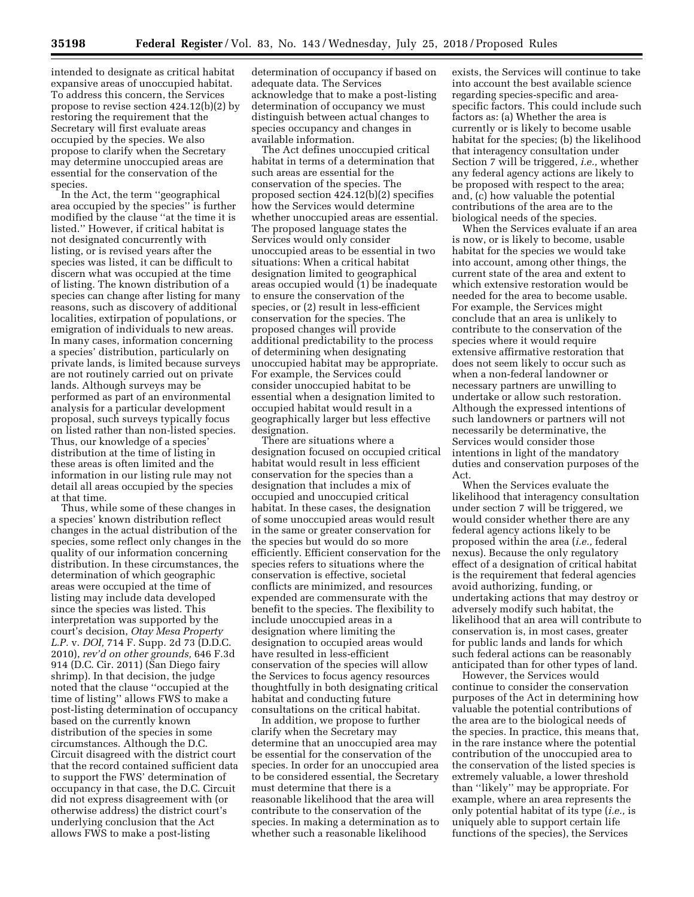intended to designate as critical habitat expansive areas of unoccupied habitat. To address this concern, the Services propose to revise section 424.12(b)(2) by restoring the requirement that the Secretary will first evaluate areas occupied by the species. We also propose to clarify when the Secretary may determine unoccupied areas are essential for the conservation of the species.

In the Act, the term ''geographical area occupied by the species'' is further modified by the clause ''at the time it is listed.'' However, if critical habitat is not designated concurrently with listing, or is revised years after the species was listed, it can be difficult to discern what was occupied at the time of listing. The known distribution of a species can change after listing for many reasons, such as discovery of additional localities, extirpation of populations, or emigration of individuals to new areas. In many cases, information concerning a species' distribution, particularly on private lands, is limited because surveys are not routinely carried out on private lands. Although surveys may be performed as part of an environmental analysis for a particular development proposal, such surveys typically focus on listed rather than non-listed species. Thus, our knowledge of a species' distribution at the time of listing in these areas is often limited and the information in our listing rule may not detail all areas occupied by the species at that time.

Thus, while some of these changes in a species' known distribution reflect changes in the actual distribution of the species, some reflect only changes in the quality of our information concerning distribution. In these circumstances, the determination of which geographic areas were occupied at the time of listing may include data developed since the species was listed. This interpretation was supported by the court's decision, *Otay Mesa Property L.P.* v. *DOI,* 714 F. Supp. 2d 73 (D.D.C. 2010), *rev'd on other grounds,* 646 F.3d 914 (D.C. Cir. 2011) (San Diego fairy shrimp). In that decision, the judge noted that the clause ''occupied at the time of listing'' allows FWS to make a post-listing determination of occupancy based on the currently known distribution of the species in some circumstances. Although the D.C. Circuit disagreed with the district court that the record contained sufficient data to support the FWS' determination of occupancy in that case, the D.C. Circuit did not express disagreement with (or otherwise address) the district court's underlying conclusion that the Act allows FWS to make a post-listing determination of occupancy if based on adequate data. The Services acknowledge that to make a post-listing determination of occupancy we must distinguish between actual changes to species occupancy and changes in available information.

The Act defines unoccupied critical habitat in terms of a determination that such areas are essential for the conservation of the species. The proposed section 424.12(b)(2) specifies how the Services would determine whether unoccupied areas are essential. The proposed language states the Services would only consider unoccupied areas to be essential in two situations: When a critical habitat designation limited to geographical areas occupied would (1) be inadequate to ensure the conservation of the species, or (2) result in less-efficient conservation for the species. The proposed changes will provide additional predictability to the process of determining when designating unoccupied habitat may be appropriate. For example, the Services could consider unoccupied habitat to be essential when a designation limited to occupied habitat would result in a geographically larger but less effective designation.

There are situations where a designation focused on occupied critical habitat would result in less efficient conservation for the species than a designation that includes a mix of occupied and unoccupied critical habitat. In these cases, the designation of some unoccupied areas would result in the same or greater conservation for the species but would do so more efficiently. Efficient conservation for the species refers to situations where the conservation is effective, societal conflicts are minimized, and resources expended are commensurate with the benefit to the species. The flexibility to include unoccupied areas in a designation where limiting the designation to occupied areas would have resulted in less-efficient conservation of the species will allow the Services to focus agency resources thoughtfully in both designating critical habitat and conducting future consultations on the critical habitat.

In addition, we propose to further clarify when the Secretary may determine that an unoccupied area may be essential for the conservation of the species. In order for an unoccupied area to be considered essential, the Secretary must determine that there is a reasonable likelihood that the area will contribute to the conservation of the species. In making a determination as to whether such a reasonable likelihood exists, the Services will continue to take into account the best available science regarding species-specific and area-specific factors. This could include such factors as: (a) Whether the area is currently or is likely to become usable habitat for the species; (b) the likelihood that interagency consultation under Section 7 will be triggered, *i.e.,* whether any federal agency actions are likely to be proposed with respect to the area; and, (c) how valuable the potential contributions of the area are to the biological needs of the species.

When the Services evaluate if an area is now, or is likely to become, usable habitat for the species we would take into account, among other things, the current state of the area and extent to which extensive restoration would be needed for the area to become usable. For example, the Services might conclude that an area is unlikely to contribute to the conservation of the species where it would require extensive affirmative restoration that does not seem likely to occur such as when a non-federal landowner or necessary partners are unwilling to undertake or allow such restoration. Although the expressed intentions of such landowners or partners will not necessarily be determinative, the Services would consider those intentions in light of the mandatory duties and conservation purposes of the Act.

When the Services evaluate the likelihood that interagency consultation under section 7 will be triggered, we would consider whether there are any federal agency actions likely to be proposed within the area (*i.e.,* federal nexus). Because the only regulatory effect of a designation of critical habitat is the requirement that federal agencies avoid authorizing, funding, or undertaking actions that may destroy or adversely modify such habitat, the likelihood that an area will contribute to conservation is, in most cases, greater for public lands and lands for which such federal actions can be reasonably anticipated than for other types of land.

However, the Services would continue to consider the conservation purposes of the Act in determining how valuable the potential contributions of the area are to the biological needs of the species. In practice, this means that, in the rare instance where the potential contribution of the unoccupied area to the conservation of the listed species is extremely valuable, a lower threshold than ''likely'' may be appropriate. For example, where an area represents the only potential habitat of its type (*i.e.,* is uniquely able to support certain life functions of the species), the Services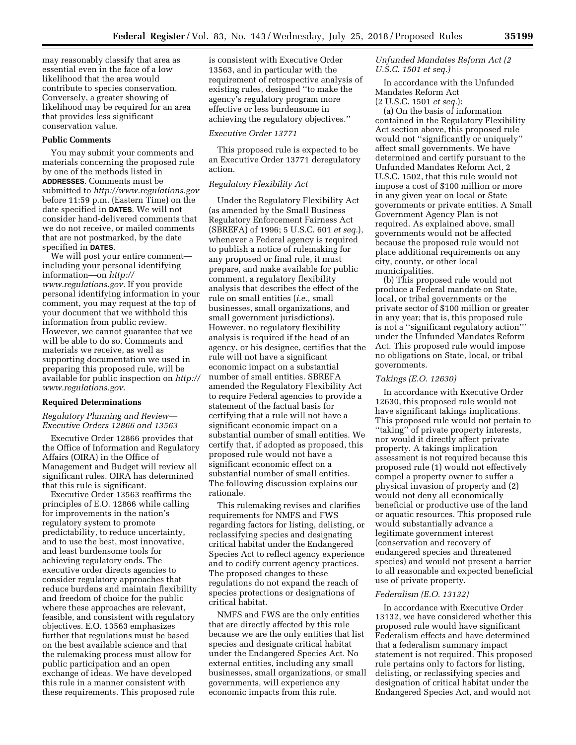may reasonably classify that area as essential even in the face of a low likelihood that the area would contribute to species conservation. Conversely, a greater showing of likelihood may be required for an area that provides less significant conservation value.

## Public Comments

You may submit your comments and materials concerning the proposed rule by one of the methods listed in **ADDRESSES**. Comments must be submitted to *http://www.regulations.gov* before 11:59 p.m. (Eastern Time) on the date specified in **DATES**. We will not consider hand-delivered comments that we do not receive, or mailed comments that are not postmarked, by the date specified in **DATES**.

We will post your entire comment—including your personal identifying information—on *http://www.regulations.gov.* If you provide personal identifying information in your comment, you may request at the top of your document that we withhold this information from public review. However, we cannot guarantee that we will be able to do so. Comments and materials we receive, as well as supporting documentation we used in preparing this proposed rule, will be available for public inspection on *http://www.regulations.gov.*

## Required Determinations

### *Regulatory Planning and Review—Executive Orders 12866 and 13563*

Executive Order 12866 provides that the Office of Information and Regulatory Affairs (OIRA) in the Office of Management and Budget will review all significant rules. OIRA has determined that this rule is significant.

Executive Order 13563 reaffirms the principles of E.O. 12866 while calling for improvements in the nation's regulatory system to promote predictability, to reduce uncertainty, and to use the best, most innovative, and least burdensome tools for achieving regulatory ends. The executive order directs agencies to consider regulatory approaches that reduce burdens and maintain flexibility and freedom of choice for the public where these approaches are relevant, feasible, and consistent with regulatory objectives. E.O. 13563 emphasizes further that regulations must be based on the best available science and that the rulemaking process must allow for public participation and an open exchange of ideas. We have developed this rule in a manner consistent with these requirements. This proposed rule is consistent with Executive Order 13563, and in particular with the requirement of retrospective analysis of existing rules, designed "to make the agency's regulatory program more effective or less burdensome in achieving the regulatory objectives."

### *Executive Order 13771*

This proposed rule is expected to be an Executive Order 13771 deregulatory action.

### *Regulatory Flexibility Act*

Under the Regulatory Flexibility Act (as amended by the Small Business Regulatory Enforcement Fairness Act (SBREFA) of 1996; 5 U.S.C. 601 *et seq.*), whenever a Federal agency is required to publish a notice of rulemaking for any proposed or final rule, it must prepare, and make available for public comment, a regulatory flexibility analysis that describes the effect of the rule on small entities (*i.e.,* small businesses, small organizations, and small government jurisdictions). However, no regulatory flexibility analysis is required if the head of an agency, or his designee, certifies that the rule will not have a significant economic impact on a substantial number of small entities. SBREFA amended the Regulatory Flexibility Act to require Federal agencies to provide a statement of the factual basis for certifying that a rule will not have a significant economic impact on a substantial number of small entities. We certify that, if adopted as proposed, this proposed rule would not have a significant economic effect on a substantial number of small entities. The following discussion explains our rationale.

This rulemaking revises and clarifies requirements for NMFS and FWS regarding factors for listing, delisting, or reclassifying species and designating critical habitat under the Endangered Species Act to reflect agency experience and to codify current agency practices. The proposed changes to these regulations do not expand the reach of species protections or designations of critical habitat.

NMFS and FWS are the only entities that are directly affected by this rule because we are the only entities that list species and designate critical habitat under the Endangered Species Act. No external entities, including any small businesses, small organizations, or small governments, will experience any economic impacts from this rule.

### *Unfunded Mandates Reform Act (2 U.S.C. 1501 et seq.)*

In accordance with the Unfunded Mandates Reform Act (2 U.S.C. 1501 *et seq.*):

(a) On the basis of information contained in the Regulatory Flexibility Act section above, this proposed rule would not "significantly or uniquely" affect small governments. We have determined and certify pursuant to the Unfunded Mandates Reform Act, 2 U.S.C. 1502, that this rule would not impose a cost of $100 million or more in any given year on local or State governments or private entities. A Small Government Agency Plan is not required. As explained above, small governments would not be affected because the proposed rule would not place additional requirements on any city, county, or other local municipalities.

(b) This proposed rule would not produce a Federal mandate on State, local, or tribal governments or the private sector of $100 million or greater in any year; that is, this proposed rule is not a "significant regulatory action"' under the Unfunded Mandates Reform Act. This proposed rule would impose no obligations on State, local, or tribal governments.

### *Takings (E.O. 12630)*

In accordance with Executive Order 12630, this proposed rule would not have significant takings implications. This proposed rule would not pertain to "taking" of private property interests, nor would it directly affect private property. A takings implication assessment is not required because this proposed rule (1) would not effectively compel a property owner to suffer a physical invasion of property and (2) would not deny all economically beneficial or productive use of the land or aquatic resources. This proposed rule would substantially advance a legitimate government interest (conservation and recovery of endangered species and threatened species) and would not present a barrier to all reasonable and expected beneficial use of private property.

### *Federalism (E.O. 13132)*

In accordance with Executive Order 13132, we have considered whether this proposed rule would have significant Federalism effects and have determined that a federalism summary impact statement is not required. This proposed rule pertains only to factors for listing, delisting, or reclassifying species and designation of critical habitat under the Endangered Species Act, and would not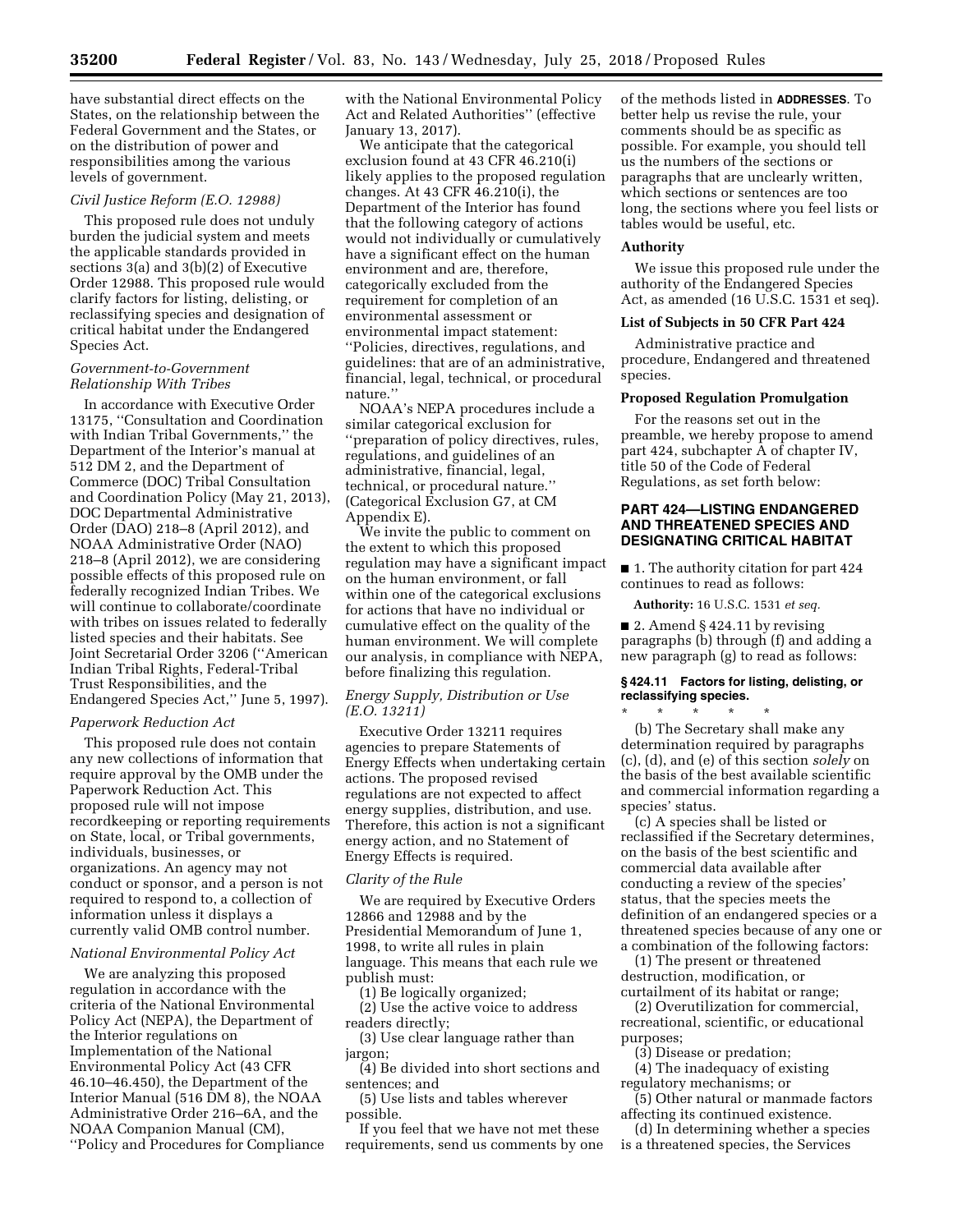have substantial direct effects on the States, on the relationship between the Federal Government and the States, or on the distribution of power and responsibilities among the various levels of government.

*Civil Justice Reform (E.O. 12988)*

This proposed rule does not unduly burden the judicial system and meets the applicable standards provided in sections 3(a) and 3(b)(2) of Executive Order 12988. This proposed rule would clarify factors for listing, delisting, or reclassifying species and designation of critical habitat under the Endangered Species Act.

*Government-to-Government Relationship With Tribes*

In accordance with Executive Order 13175, ''Consultation and Coordination with Indian Tribal Governments,'' the Department of the Interior's manual at 512 DM 2, and the Department of Commerce (DOC) Tribal Consultation and Coordination Policy (May 21, 2013), DOC Departmental Administrative Order (DAO) 218–8 (April 2012), and NOAA Administrative Order (NAO) 218–8 (April 2012), we are considering possible effects of this proposed rule on federally recognized Indian Tribes. We will continue to collaborate/coordinate with tribes on issues related to federally listed species and their habitats. See Joint Secretarial Order 3206 (''American Indian Tribal Rights, Federal-Tribal Trust Responsibilities, and the Endangered Species Act,'' June 5, 1997).

*Paperwork Reduction Act*

This proposed rule does not contain any new collections of information that require approval by the OMB under the Paperwork Reduction Act. This proposed rule will not impose recordkeeping or reporting requirements on State, local, or Tribal governments, individuals, businesses, or organizations. An agency may not conduct or sponsor, and a person is not required to respond to, a collection of information unless it displays a currently valid OMB control number.

*National Environmental Policy Act*

We are analyzing this proposed regulation in accordance with the criteria of the National Environmental Policy Act (NEPA), the Department of the Interior regulations on Implementation of the National Environmental Policy Act (43 CFR 46.10–46.450), the Department of the Interior Manual (516 DM 8), the NOAA Administrative Order 216–6A, and the NOAA Companion Manual (CM), ''Policy and Procedures for Compliance with the National Environmental Policy Act and Related Authorities'' (effective January 13, 2017).

We anticipate that the categorical exclusion found at 43 CFR 46.210(i) likely applies to the proposed regulation changes. At 43 CFR 46.210(i), the Department of the Interior has found that the following category of actions would not individually or cumulatively have a significant effect on the human environment and are, therefore, categorically excluded from the requirement for completion of an environmental assessment or environmental impact statement: ''Policies, directives, regulations, and guidelines: that are of an administrative, financial, legal, technical, or procedural nature.''

NOAA's NEPA procedures include a similar categorical exclusion for ''preparation of policy directives, rules, regulations, and guidelines of an administrative, financial, legal, technical, or procedural nature.'' (Categorical Exclusion G7, at CM Appendix E).

We invite the public to comment on the extent to which this proposed regulation may have a significant impact on the human environment, or fall within one of the categorical exclusions for actions that have no individual or cumulative effect on the quality of the human environment. We will complete our analysis, in compliance with NEPA, before finalizing this regulation.

*Energy Supply, Distribution or Use (E.O. 13211)*

Executive Order 13211 requires agencies to prepare Statements of Energy Effects when undertaking certain actions. The proposed revised regulations are not expected to affect energy supplies, distribution, and use. Therefore, this action is not a significant energy action, and no Statement of Energy Effects is required.

*Clarity of the Rule*

We are required by Executive Orders 12866 and 12988 and by the Presidential Memorandum of June 1, 1998, to write all rules in plain language. This means that each rule we publish must:

(1) Be logically organized;

(2) Use the active voice to address readers directly;

(3) Use clear language rather than jargon;

(4) Be divided into short sections and sentences; and

(5) Use lists and tables wherever possible.

If you feel that we have not met these requirements, send us comments by one of the methods listed in **ADDRESSES**. To better help us revise the rule, your comments should be as specific as possible. For example, you should tell us the numbers of the sections or paragraphs that are unclearly written, which sections or sentences are too long, the sections where you feel lists or tables would be useful, etc.

## Authority

We issue this proposed rule under the authority of the Endangered Species Act, as amended (16 U.S.C. 1531 et seq).

## List of Subjects in 50 CFR Part 424

Administrative practice and procedure, Endangered and threatened species.

## Proposed Regulation Promulgation

For the reasons set out in the preamble, we hereby propose to amend part 424, subchapter A of chapter IV, title 50 of the Code of Federal Regulations, as set forth below:

## PART 424—LISTING ENDANGERED AND THREATENED SPECIES AND DESIGNATING CRITICAL HABITAT

■ 1. The authority citation for part 424 continues to read as follows:

**Authority:** 16 U.S.C. 1531 *et seq.*

■ 2. Amend § 424.11 by revising paragraphs (b) through (f) and adding a new paragraph (g) to read as follows:

### § 424.11 Factors for listing, delisting, or reclassifying species.

\* \* \* \* \*

(b) The Secretary shall make any determination required by paragraphs (c), (d), and (e) of this section *solely* on the basis of the best available scientific and commercial information regarding a species' status.

(c) A species shall be listed or reclassified if the Secretary determines, on the basis of the best scientific and commercial data available after conducting a review of the species' status, that the species meets the definition of an endangered species or a threatened species because of any one or a combination of the following factors:

(1) The present or threatened destruction, modification, or curtailment of its habitat or range;

(2) Overutilization for commercial, recreational, scientific, or educational purposes;

(3) Disease or predation;

(4) The inadequacy of existing regulatory mechanisms; or

(5) Other natural or manmade factors affecting its continued existence.

(d) In determining whether a species is a threatened species, the Services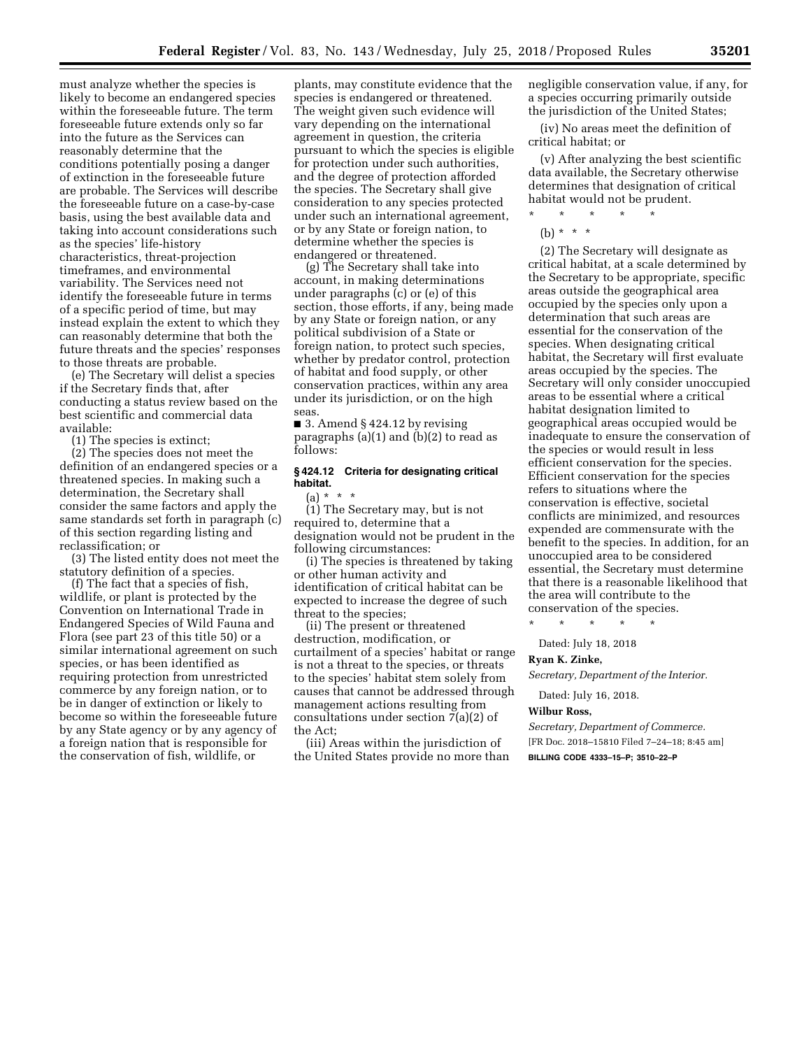must analyze whether the species is likely to become an endangered species within the foreseeable future. The term foreseeable future extends only so far into the future as the Services can reasonably determine that the conditions potentially posing a danger of extinction in the foreseeable future are probable. The Services will describe the foreseeable future on a case-by-case basis, using the best available data and taking into account considerations such as the species' life-history characteristics, threat-projection timeframes, and environmental variability. The Services need not identify the foreseeable future in terms of a specific period of time, but may instead explain the extent to which they can reasonably determine that both the future threats and the species' responses to those threats are probable.

(e) The Secretary will delist a species if the Secretary finds that, after conducting a status review based on the best scientific and commercial data available:

(1) The species is extinct;

(2) The species does not meet the definition of an endangered species or a threatened species. In making such a determination, the Secretary shall consider the same factors and apply the same standards set forth in paragraph (c) of this section regarding listing and reclassification; or

(3) The listed entity does not meet the statutory definition of a species.

(f) The fact that a species of fish, wildlife, or plant is protected by the Convention on International Trade in Endangered Species of Wild Fauna and Flora (see part 23 of this title 50) or a similar international agreement on such species, or has been identified as requiring protection from unrestricted commerce by any foreign nation, or to be in danger of extinction or likely to become so within the foreseeable future by any State agency or by any agency of a foreign nation that is responsible for the conservation of fish, wildlife, or plants, may constitute evidence that the species is endangered or threatened. The weight given such evidence will vary depending on the international agreement in question, the criteria pursuant to which the species is eligible for protection under such authorities, and the degree of protection afforded the species. The Secretary shall give consideration to any species protected under such an international agreement, or by any State or foreign nation, to determine whether the species is endangered or threatened.

(g) The Secretary shall take into account, in making determinations under paragraphs (c) or (e) of this section, those efforts, if any, being made by any State or foreign nation, or any political subdivision of a State or foreign nation, to protect such species, whether by predator control, protection of habitat and food supply, or other conservation practices, within any area under its jurisdiction, or on the high seas.

■ 3. Amend § 424.12 by revising paragraphs (a)(1) and (b)(2) to read as follows:

**§ 424.12 Criteria for designating critical habitat.**

(a) * * *

(1) The Secretary may, but is not required to, determine that a designation would not be prudent in the following circumstances:

(i) The species is threatened by taking or other human activity and identification of critical habitat can be expected to increase the degree of such threat to the species;

(ii) The present or threatened destruction, modification, or curtailment of a species' habitat or range is not a threat to the species, or threats to the species' habitat stem solely from causes that cannot be addressed through management actions resulting from consultations under section 7(a)(2) of the Act;

(iii) Areas within the jurisdiction of the United States provide no more than negligible conservation value, if any, for a species occurring primarily outside the jurisdiction of the United States;

(iv) No areas meet the definition of critical habitat; or

(v) After analyzing the best scientific data available, the Secretary otherwise determines that designation of critical habitat would not be prudent.

\* \* \* \* \*

(b) * * *

(2) The Secretary will designate as critical habitat, at a scale determined by the Secretary to be appropriate, specific areas outside the geographical area occupied by the species only upon a determination that such areas are essential for the conservation of the species. When designating critical habitat, the Secretary will first evaluate areas occupied by the species. The Secretary will only consider unoccupied areas to be essential where a critical habitat designation limited to geographical areas occupied would be inadequate to ensure the conservation of the species or would result in less efficient conservation for the species. Efficient conservation for the species refers to situations where the conservation is effective, societal conflicts are minimized, and resources expended are commensurate with the benefit to the species. In addition, for an unoccupied area to be considered essential, the Secretary must determine that there is a reasonable likelihood that the area will contribute to the conservation of the species.

\* \* \* \* \*

Dated: July 18, 2018

**Ryan K. Zinke,**

*Secretary, Department of the Interior.*

Dated: July 16, 2018.

**Wilbur Ross,**

*Secretary, Department of Commerce.*

[FR Doc. 2018–15810 Filed 7–24–18; 8:45 am]

**BILLING CODE 4333–15–P; 3510–22–P**